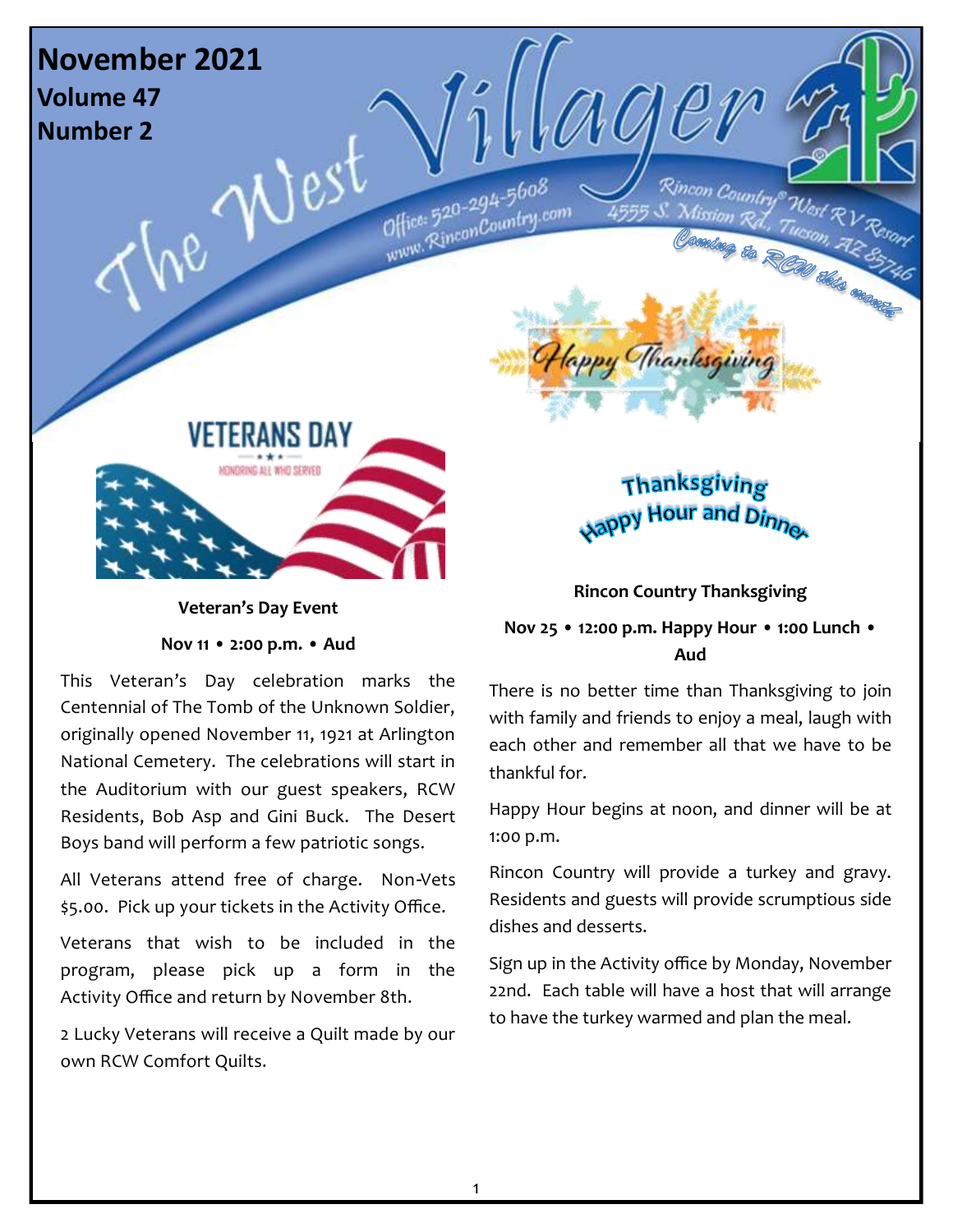# The West Villager

**November 2021**
**Volume 47**
**Number 2**

Office: 520-294-5608
www.RinconCountry.com

Rincon Country® West RV Resort
4555 S. Mission Rd., Tucson, AZ 85746

*Coming to RCW this month*

Happy Thanksgiving

VETERANS DAY
HONORING ALL WHO SERVED

**Veteran's Day Event**

**Nov 11 • 2:00 p.m. • Aud**

This Veteran's Day celebration marks the Centennial of The Tomb of the Unknown Soldier, originally opened November 11, 1921 at Arlington National Cemetery. The celebrations will start in the Auditorium with our guest speakers, RCW Residents, Bob Asp and Gini Buck. The Desert Boys band will perform a few patriotic songs.

All Veterans attend free of charge. Non-Vets $5.00. Pick up your tickets in the Activity Office.

Veterans that wish to be included in the program, please pick up a form in the Activity Office and return by November 8th.

2 Lucky Veterans will receive a Quilt made by our own RCW Comfort Quilts.

## Thanksgiving Happy Hour and Dinner

**Rincon Country Thanksgiving**

**Nov 25 • 12:00 p.m. Happy Hour • 1:00 Lunch • Aud**

There is no better time than Thanksgiving to join with family and friends to enjoy a meal, laugh with each other and remember all that we have to be thankful for.

Happy Hour begins at noon, and dinner will be at 1:00 p.m.

Rincon Country will provide a turkey and gravy. Residents and guests will provide scrumptious side dishes and desserts.

Sign up in the Activity office by Monday, November 22nd. Each table will have a host that will arrange to have the turkey warmed and plan the meal.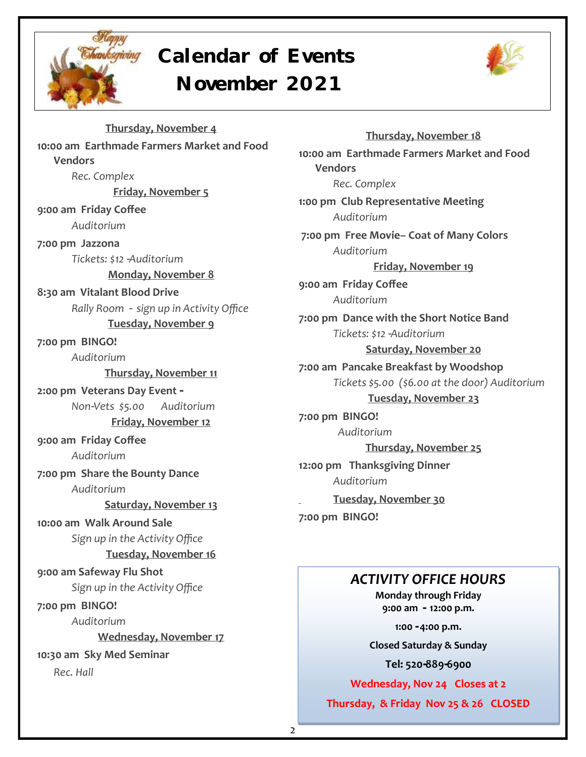# Calendar of Events
# November 2021

**Thursday, November 4**

**10:00 am Earthmade Farmers Market and Food Vendors**
*Rec. Complex*

**Friday, November 5**

**9:00 am Friday Coffee**
*Auditorium*

**7:00 pm Jazzona**
*Tickets: $12 -Auditorium*

**Monday, November 8**

**8:30 am Vitalant Blood Drive**
*Rally Room - sign up in Activity Office*

**Tuesday, November 9**

**7:00 pm BINGO!**
*Auditorium*

**Thursday, November 11**

**2:00 pm Veterans Day Event -**
*Non-Vets $5.00 Auditorium*

**Friday, November 12**

**9:00 am Friday Coffee**
*Auditorium*

**7:00 pm Share the Bounty Dance**
*Auditorium*

**Saturday, November 13**

**10:00 am Walk Around Sale**
*Sign up in the Activity Office*

**Tuesday, November 16**

**9:00 am Safeway Flu Shot**
*Sign up in the Activity Office*

**7:00 pm BINGO!**
*Auditorium*

**Wednesday, November 17**

**10:30 am Sky Med Seminar**
*Rec. Hall*

**Thursday, November 18**

**10:00 am Earthmade Farmers Market and Food Vendors**
*Rec. Complex*

**1:00 pm Club Representative Meeting**
*Auditorium*

**7:00 pm Free Movie– Coat of Many Colors**
*Auditorium*

**Friday, November 19**

**9:00 am Friday Coffee**
*Auditorium*

**7:00 pm Dance with the Short Notice Band**
*Tickets: $12 -Auditorium*

**Saturday, November 20**

**7:00 am Pancake Breakfast by Woodshop**
*Tickets $5.00 ($6.00 at the door) Auditorium*

**Tuesday, November 23**

**7:00 pm BINGO!**
*Auditorium*

**Thursday, November 25**

**12:00 pm Thanksgiving Dinner**
*Auditorium*

**Tuesday, November 30**

**7:00 pm BINGO!**

## *ACTIVITY OFFICE HOURS*

**Monday through Friday**
**9:00 am - 12:00 p.m.**

**1:00 -4:00 p.m.**

**Closed Saturday & Sunday**

**Tel: 520-889-6900**

**Wednesday, Nov 24 Closes at 2**

**Thursday, & Friday Nov 25 & 26 CLOSED**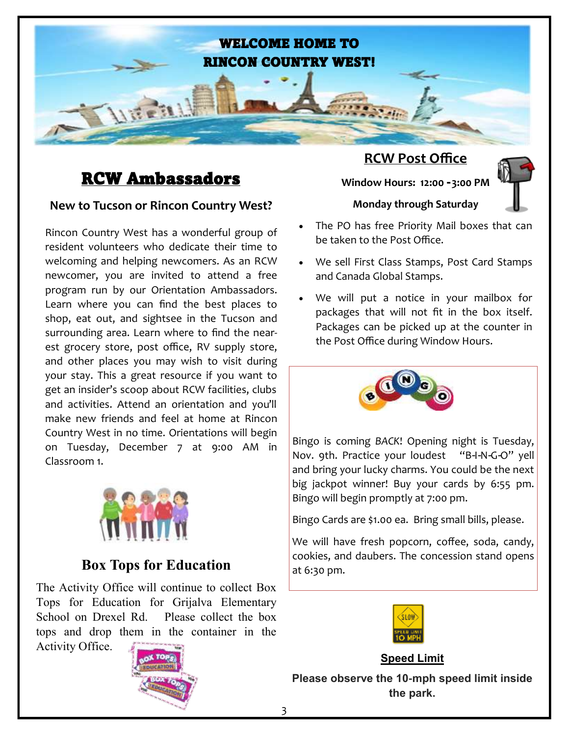# WELCOME HOME TO RINCON COUNTRY WEST!

## RCW Ambassadors

**New to Tucson or Rincon Country West?**

Rincon Country West has a wonderful group of resident volunteers who dedicate their time to welcoming and helping newcomers. As an RCW newcomer, you are invited to attend a free program run by our Orientation Ambassadors. Learn where you can find the best places to shop, eat out, and sightsee in the Tucson and surrounding area. Learn where to find the nearest grocery store, post office, RV supply store, and other places you may wish to visit during your stay. This a great resource if you want to get an insider's scoop about RCW facilities, clubs and activities. Attend an orientation and you'll make new friends and feel at home at Rincon Country West in no time. Orientations will begin on Tuesday, December 7 at 9:00 AM in Classroom 1.

## Box Tops for Education

The Activity Office will continue to collect Box Tops for Education for Grijalva Elementary School on Drexel Rd. Please collect the box tops and drop them in the container in the Activity Office.

## RCW Post Office

**Window Hours: 12:00 -3:00 PM**

**Monday through Saturday**

- The PO has free Priority Mail boxes that can be taken to the Post Office.
- We sell First Class Stamps, Post Card Stamps and Canada Global Stamps.
- We will put a notice in your mailbox for packages that will not fit in the box itself. Packages can be picked up at the counter in the Post Office during Window Hours.

## BINGO

Bingo is coming *BACK*! Opening night is Tuesday, Nov. 9th. Practice your loudest "B-I-N-G-O" yell and bring your lucky charms. You could be the next big jackpot winner! Buy your cards by 6:55 pm. Bingo will begin promptly at 7:00 pm.

Bingo Cards are $1.00 ea. Bring small bills, please.

We will have fresh popcorn, coffee, soda, candy, cookies, and daubers. The concession stand opens at 6:30 pm.

## Speed Limit

**Please observe the 10-mph speed limit inside the park.**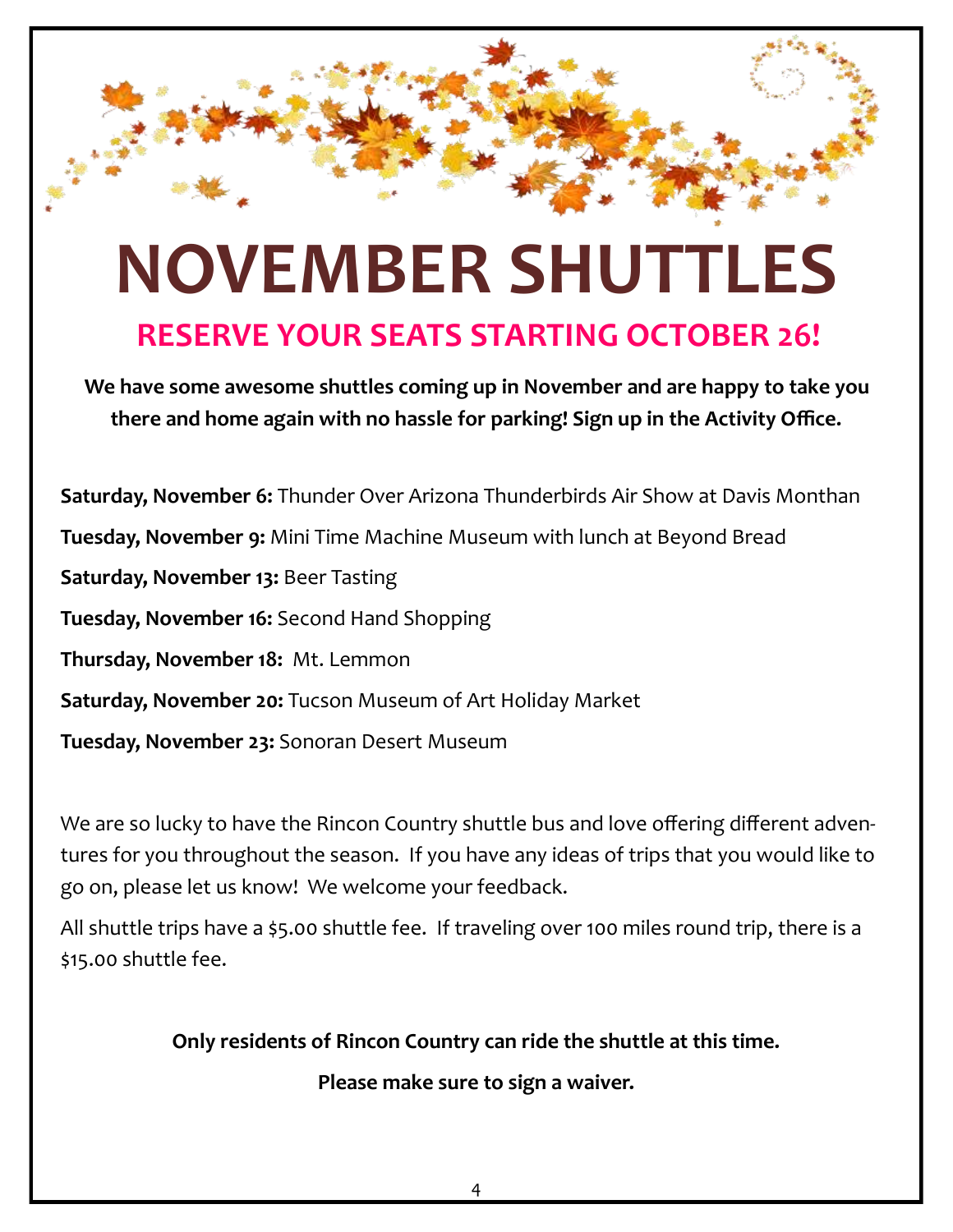# NOVEMBER SHUTTLES

## RESERVE YOUR SEATS STARTING OCTOBER 26!

**We have some awesome shuttles coming up in November and are happy to take you there and home again with no hassle for parking! Sign up in the Activity Office.**

**Saturday, November 6:** Thunder Over Arizona Thunderbirds Air Show at Davis Monthan

**Tuesday, November 9:** Mini Time Machine Museum with lunch at Beyond Bread

**Saturday, November 13:** Beer Tasting

**Tuesday, November 16:** Second Hand Shopping

**Thursday, November 18:** Mt. Lemmon

**Saturday, November 20:** Tucson Museum of Art Holiday Market

**Tuesday, November 23:** Sonoran Desert Museum

We are so lucky to have the Rincon Country shuttle bus and love offering different adventures for you throughout the season. If you have any ideas of trips that you would like to go on, please let us know! We welcome your feedback.

All shuttle trips have a $5.00 shuttle fee. If traveling over 100 miles round trip, there is a $15.00 shuttle fee.

**Only residents of Rincon Country can ride the shuttle at this time.**

**Please make sure to sign a waiver.**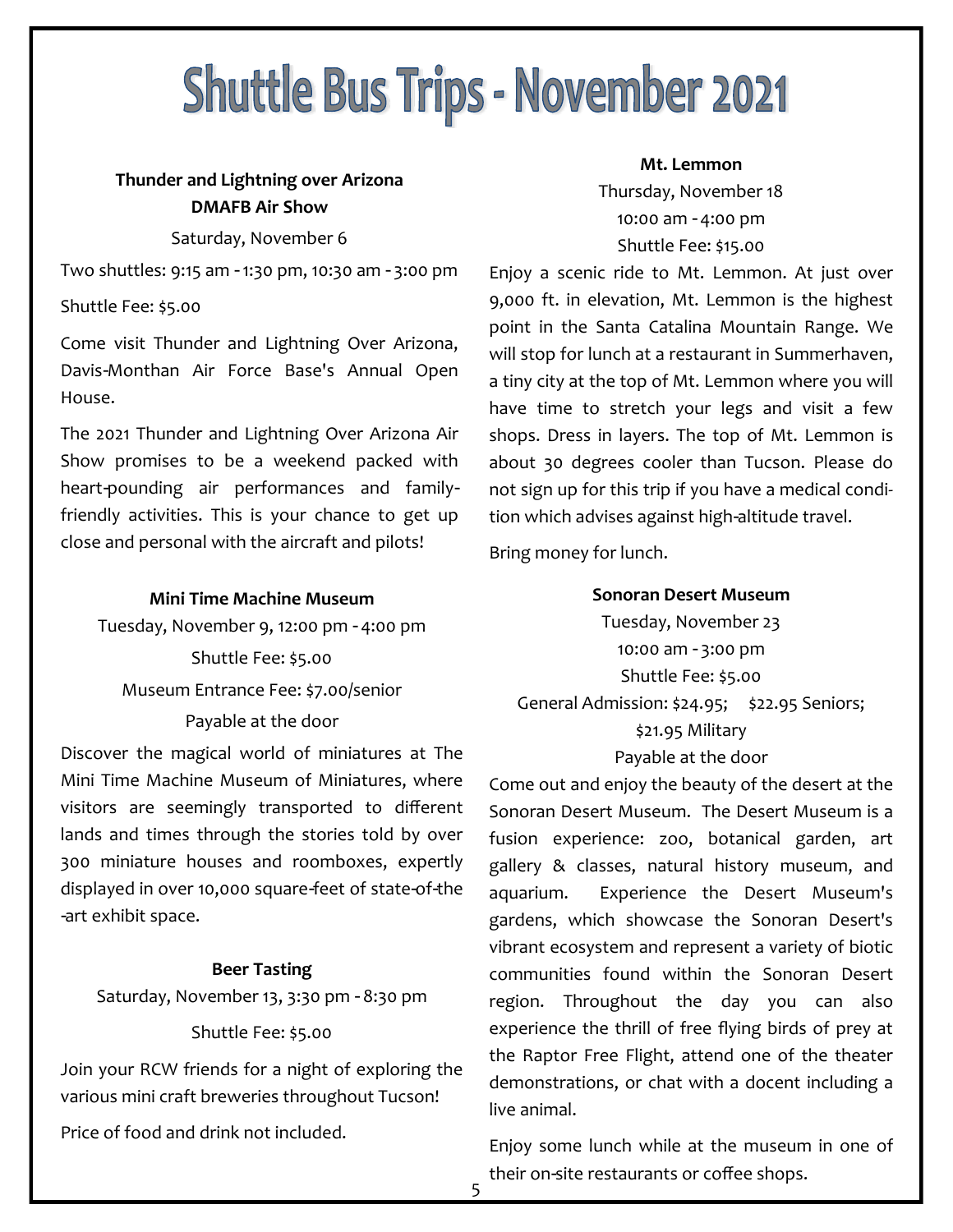# Shuttle Bus Trips - November 2021

**Thunder and Lightning over Arizona**
**DMAFB Air Show**

Saturday, November 6

Two shuttles: 9:15 am - 1:30 pm, 10:30 am - 3:00 pm

Shuttle Fee: $5.00

Come visit Thunder and Lightning Over Arizona, Davis-Monthan Air Force Base's Annual Open House.

The 2021 Thunder and Lightning Over Arizona Air Show promises to be a weekend packed with heart-pounding air performances and family-friendly activities. This is your chance to get up close and personal with the aircraft and pilots!

**Mini Time Machine Museum**

Tuesday, November 9, 12:00 pm - 4:00 pm

Shuttle Fee: $5.00

Museum Entrance Fee: $7.00/senior

Payable at the door

Discover the magical world of miniatures at The Mini Time Machine Museum of Miniatures, where visitors are seemingly transported to different lands and times through the stories told by over 300 miniature houses and roomboxes, expertly displayed in over 10,000 square-feet of state-of-the-art exhibit space.

**Beer Tasting**

Saturday, November 13, 3:30 pm - 8:30 pm

Shuttle Fee: $5.00

Join your RCW friends for a night of exploring the various mini craft breweries throughout Tucson!

Price of food and drink not included.

**Mt. Lemmon**

Thursday, November 18

10:00 am - 4:00 pm

Shuttle Fee: $15.00

Enjoy a scenic ride to Mt. Lemmon. At just over 9,000 ft. in elevation, Mt. Lemmon is the highest point in the Santa Catalina Mountain Range. We will stop for lunch at a restaurant in Summerhaven, a tiny city at the top of Mt. Lemmon where you will have time to stretch your legs and visit a few shops. Dress in layers. The top of Mt. Lemmon is about 30 degrees cooler than Tucson. Please do not sign up for this trip if you have a medical condition which advises against high-altitude travel.

Bring money for lunch.

**Sonoran Desert Museum**

Tuesday, November 23

10:00 am - 3:00 pm

Shuttle Fee: $5.00

General Admission: $24.95; $22.95 Seniors; $21.95 Military

Payable at the door

Come out and enjoy the beauty of the desert at the Sonoran Desert Museum. The Desert Museum is a fusion experience: zoo, botanical garden, art gallery & classes, natural history museum, and aquarium. Experience the Desert Museum's gardens, which showcase the Sonoran Desert's vibrant ecosystem and represent a variety of biotic communities found within the Sonoran Desert region. Throughout the day you can also experience the thrill of free flying birds of prey at the Raptor Free Flight, attend one of the theater demonstrations, or chat with a docent including a live animal.

Enjoy some lunch while at the museum in one of their on-site restaurants or coffee shops.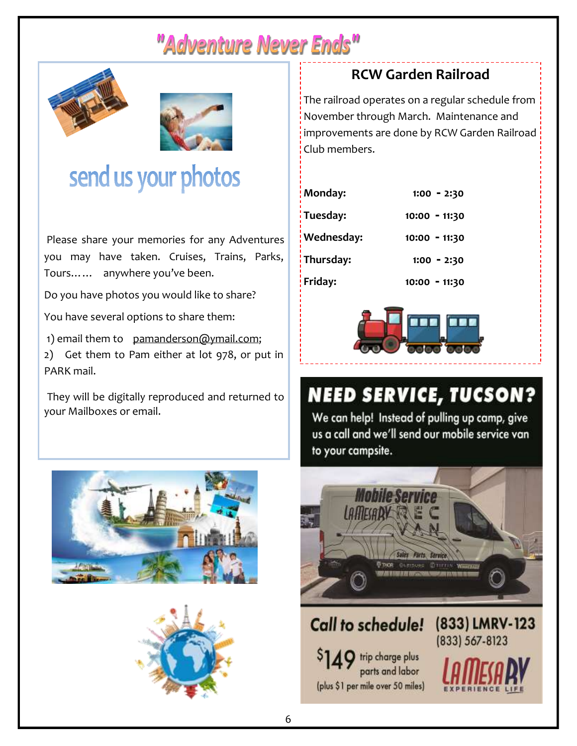# "Adventure Never Ends"

## send us your photos

Please share your memories for any Adventures you may have taken. Cruises, Trains, Parks, Tours…… anywhere you've been.

Do you have photos you would like to share?

You have several options to share them:

1) email them to pamanderson@ymail.com;
2) Get them to Pam either at lot 978, or put in PARK mail.

They will be digitally reproduced and returned to your Mailboxes or email.

## RCW Garden Railroad

The railroad operates on a regular schedule from November through March. Maintenance and improvements are done by RCW Garden Railroad Club members.

| Day | Time |
|---|---|
| **Monday:** | **1:00 - 2:30** |
| **Tuesday:** | **10:00 - 11:30** |
| **Wednesday:** | **10:00 - 11:30** |
| **Thursday:** | **1:00 - 2:30** |
| **Friday:** | **10:00 - 11:30** |

## NEED SERVICE, TUCSON?

We can help! Instead of pulling up camp, give us a call and we'll send our mobile service van to your campsite.

**Call to schedule!** (833) LMRV-123
(833) 567-8123

$149 trip charge plus parts and labor
(plus $1 per mile over 50 miles)

LA MESA RV
EXPERIENCE LIFE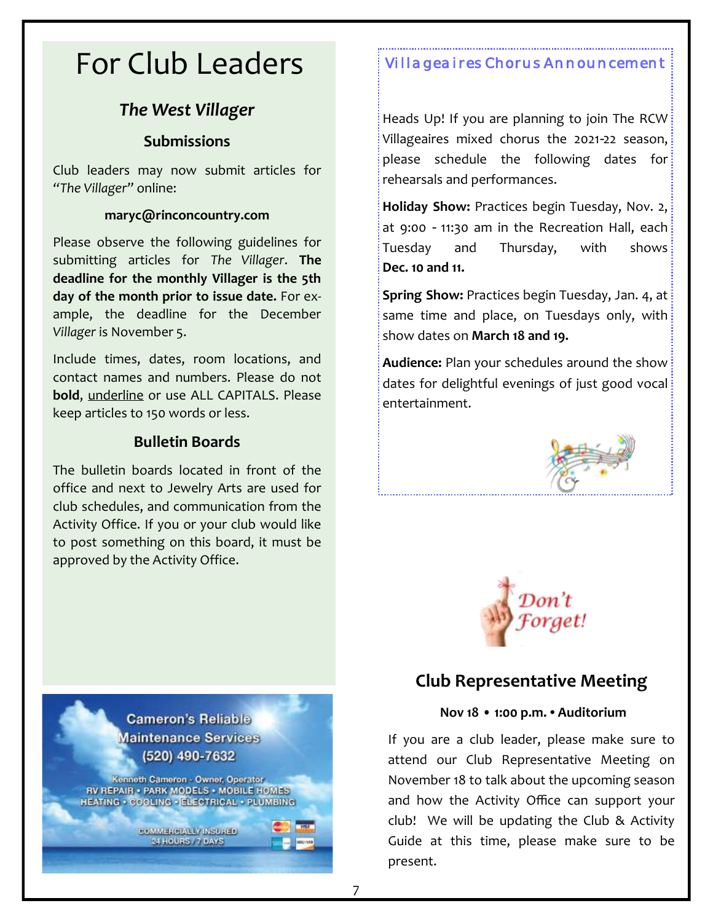# For Club Leaders

### *The West Villager*

### Submissions

Club leaders may now submit articles for "*The Villager*" online:

**maryc@rinconcountry.com**

Please observe the following guidelines for submitting articles for *The Villager*. **The deadline for the monthly Villager is the 5th day of the month prior to issue date.** For example, the deadline for the December *Villager* is November 5.

Include times, dates, room locations, and contact names and numbers. Please do not **bold**, underline or use ALL CAPITALS. Please keep articles to 150 words or less.

### Bulletin Boards

The bulletin boards located in front of the office and next to Jewelry Arts are used for club schedules, and communication from the Activity Office. If you or your club would like to post something on this board, it must be approved by the Activity Office.

Cameron's Reliable Maintenance Services
(520) 490-7632
Kenneth Cameron - Owner, Operator
RV REPAIR • PARK MODELS • MOBILE HOMES
HEATING • COOLING • ELECTRICAL • PLUMBING
COMMERCIALLY INSURED
24 HOURS / 7 DAYS

## Villageaires Chorus Announcement

Heads Up! If you are planning to join The RCW Villageaires mixed chorus the 2021-22 season, please schedule the following dates for rehearsals and performances.

**Holiday Show:** Practices begin Tuesday, Nov. 2, at 9:00 - 11:30 am in the Recreation Hall, each Tuesday and Thursday, with shows **Dec. 10 and 11.**

**Spring Show:** Practices begin Tuesday, Jan. 4, at same time and place, on Tuesdays only, with show dates on **March 18 and 19.**

**Audience:** Plan your schedules around the show dates for delightful evenings of just good vocal entertainment.

Don't Forget!

## Club Representative Meeting

**Nov 18 • 1:00 p.m. • Auditorium**

If you are a club leader, please make sure to attend our Club Representative Meeting on November 18 to talk about the upcoming season and how the Activity Office can support your club! We will be updating the Club & Activity Guide at this time, please make sure to be present.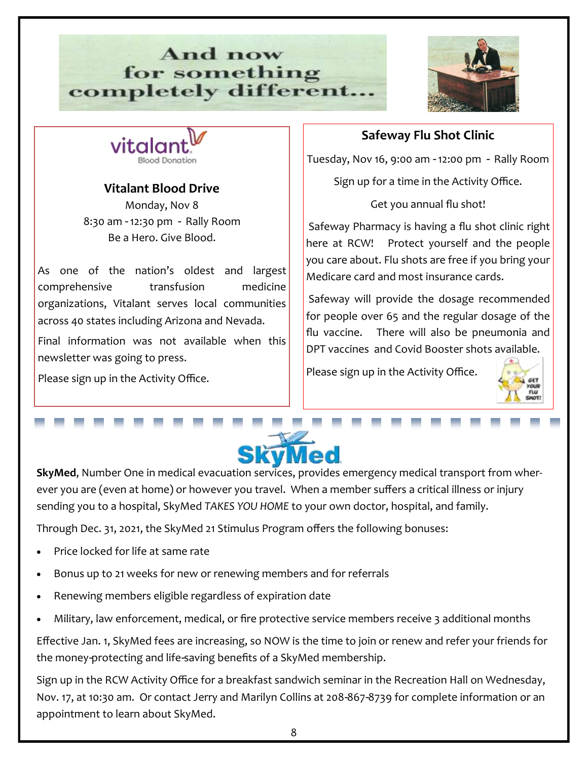# And now for something completely different...

### Vitalant Blood Drive

Monday, Nov 8

8:30 am - 12:30 pm - Rally Room

Be a Hero. Give Blood.

As one of the nation's oldest and largest comprehensive transfusion medicine organizations, Vitalant serves local communities across 40 states including Arizona and Nevada.

Final information was not available when this newsletter was going to press.

Please sign up in the Activity Office.

### Safeway Flu Shot Clinic

Tuesday, Nov 16, 9:00 am - 12:00 pm - Rally Room

Sign up for a time in the Activity Office.

Get you annual flu shot!

Safeway Pharmacy is having a flu shot clinic right here at RCW! Protect yourself and the people you care about. Flu shots are free if you bring your Medicare card and most insurance cards.

Safeway will provide the dosage recommended for people over 65 and the regular dosage of the flu vaccine. There will also be pneumonia and DPT vaccines and Covid Booster shots available.

Please sign up in the Activity Office.

---

**SkyMed**, Number One in medical evacuation services, provides emergency medical transport from wherever you are (even at home) or however you travel. When a member suffers a critical illness or injury sending you to a hospital, SkyMed *TAKES YOU HOME* to your own doctor, hospital, and family.

Through Dec. 31, 2021, the SkyMed 21 Stimulus Program offers the following bonuses:

- Price locked for life at same rate
- Bonus up to 21 weeks for new or renewing members and for referrals
- Renewing members eligible regardless of expiration date
- Military, law enforcement, medical, or fire protective service members receive 3 additional months

Effective Jan. 1, SkyMed fees are increasing, so NOW is the time to join or renew and refer your friends for the money-protecting and life-saving benefits of a SkyMed membership.

Sign up in the RCW Activity Office for a breakfast sandwich seminar in the Recreation Hall on Wednesday, Nov. 17, at 10:30 am. Or contact Jerry and Marilyn Collins at 208-867-8739 for complete information or an appointment to learn about SkyMed.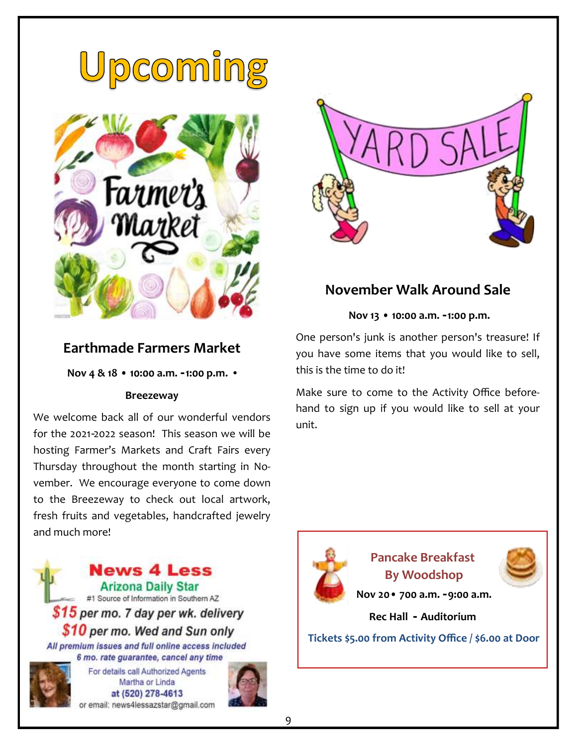# Upcoming

## Earthmade Farmers Market

**Nov 4 & 18 • 10:00 a.m. -1:00 p.m. •**

**Breezeway**

We welcome back all of our wonderful vendors for the 2021-2022 season! This season we will be hosting Farmer's Markets and Craft Fairs every Thursday throughout the month starting in November. We encourage everyone to come down to the Breezeway to check out local artwork, fresh fruits and vegetables, handcrafted jewelry and much more!

**News 4 Less**

**Arizona Daily Star**

#1 Source of Information in Southern AZ

***$15 per mo. 7 day per wk. delivery***

***$10 per mo. Wed and Sun only***

*All premium issues and full online access included*

*6 mo. rate guarantee, cancel any time*

For details call Authorized Agents Martha or Linda

**at (520) 278-4613**

or email: news4lessazstar@gmail.com

## November Walk Around Sale

**Nov 13 • 10:00 a.m. -1:00 p.m.**

One person's junk is another person's treasure! If you have some items that you would like to sell, this is the time to do it!

Make sure to come to the Activity Office beforehand to sign up if you would like to sell at your unit.

### Pancake Breakfast By Woodshop

**Nov 20 • 700 a.m. -9:00 a.m.**

**Rec Hall - Auditorium**

**Tickets $5.00 from Activity Office / $6.00 at Door**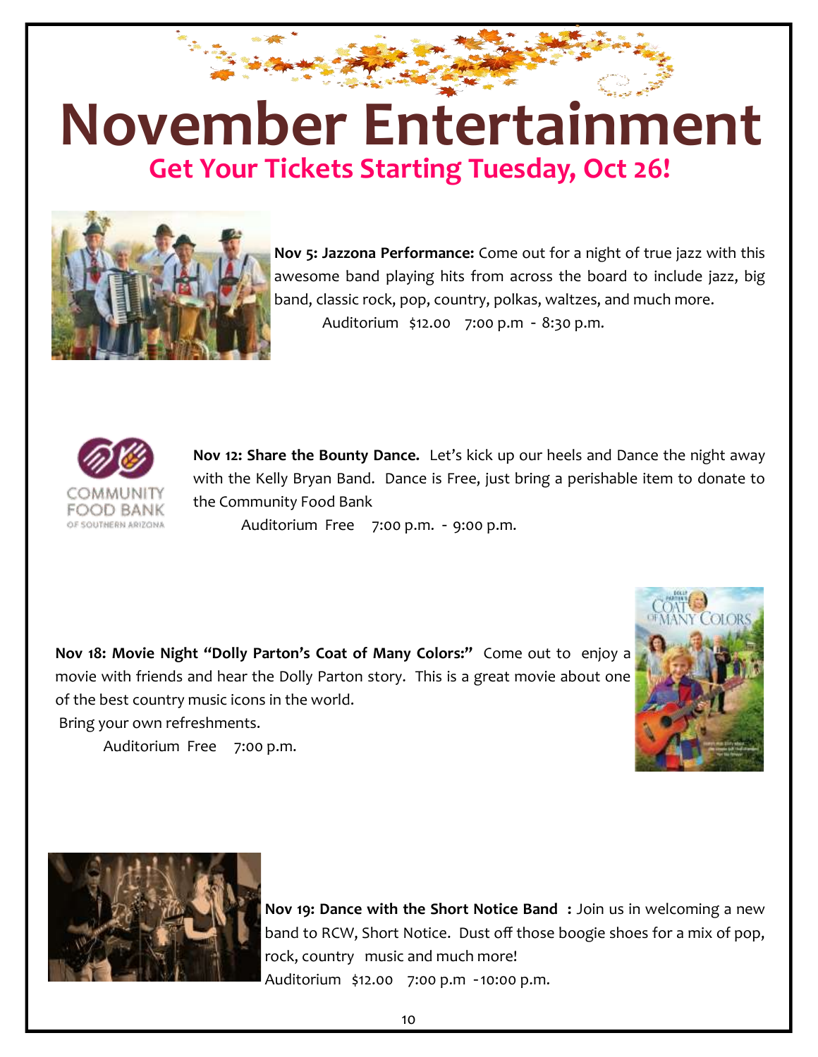# November Entertainment

## Get Your Tickets Starting Tuesday, Oct 26!

**Nov 5: Jazzona Performance:** Come out for a night of true jazz with this awesome band playing hits from across the board to include jazz, big band, classic rock, pop, country, polkas, waltzes, and much more.

Auditorium $12.00 7:00 p.m - 8:30 p.m.

**Nov 12: Share the Bounty Dance.** Let's kick up our heels and Dance the night away with the Kelly Bryan Band. Dance is Free, just bring a perishable item to donate to the Community Food Bank

Auditorium Free 7:00 p.m. - 9:00 p.m.

**Nov 18: Movie Night "Dolly Parton's Coat of Many Colors:"** Come out to enjoy a movie with friends and hear the Dolly Parton story. This is a great movie about one of the best country music icons in the world.

Bring your own refreshments.

Auditorium Free 7:00 p.m.

**Nov 19: Dance with the Short Notice Band :** Join us in welcoming a new band to RCW, Short Notice. Dust off those boogie shoes for a mix of pop, rock, country music and much more!

Auditorium $12.00 7:00 p.m -10:00 p.m.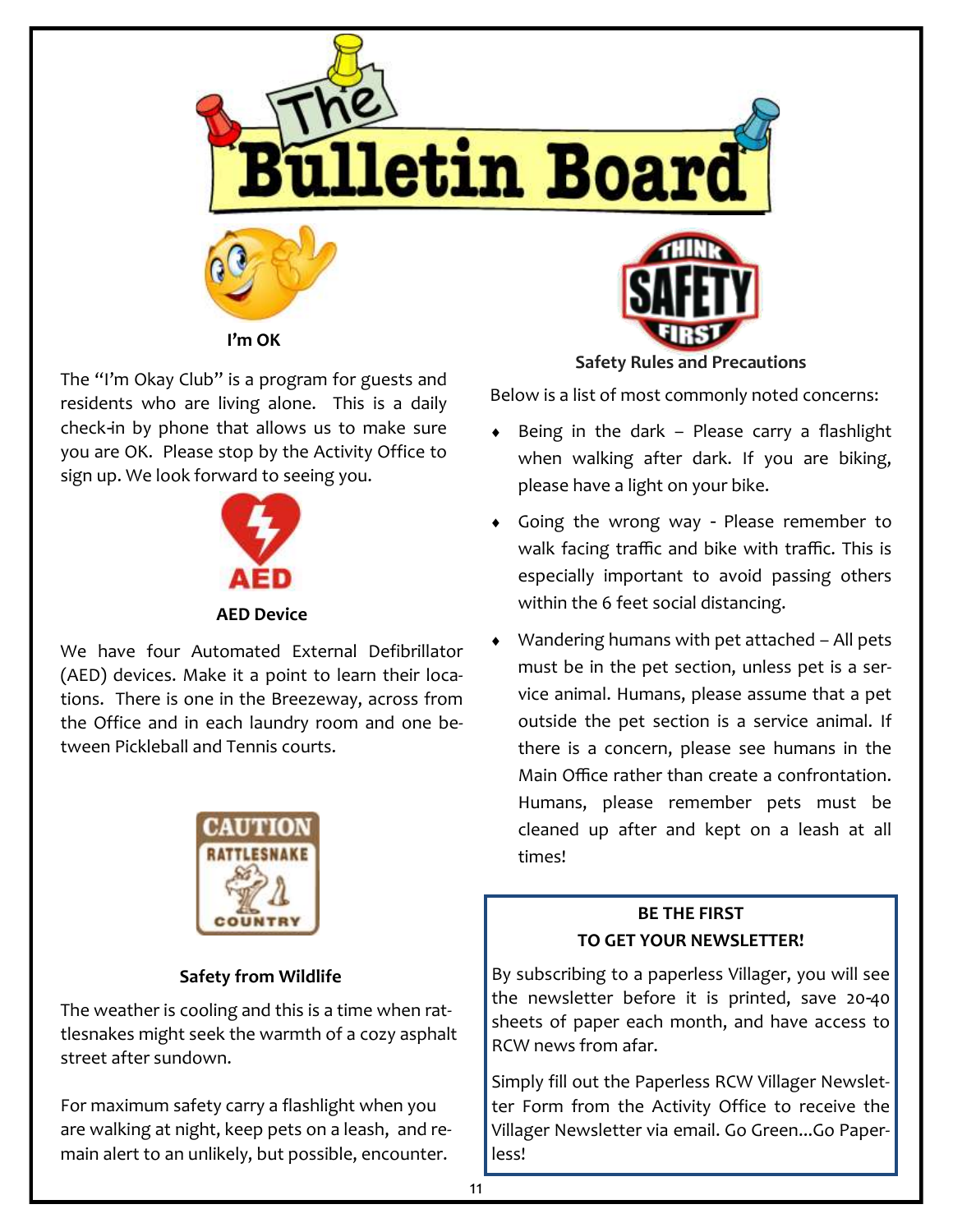# The Bulletin Board

### I'm OK

The "I'm Okay Club" is a program for guests and residents who are living alone. This is a daily check-in by phone that allows us to make sure you are OK. Please stop by the Activity Office to sign up. We look forward to seeing you.

### AED Device

We have four Automated External Defibrillator (AED) devices. Make it a point to learn their locations. There is one in the Breezeway, across from the Office and in each laundry room and one between Pickleball and Tennis courts.

CAUTION RATTLESNAKE COUNTRY

### Safety from Wildlife

The weather is cooling and this is a time when rattlesnakes might seek the warmth of a cozy asphalt street after sundown.

For maximum safety carry a flashlight when you are walking at night, keep pets on a leash, and remain alert to an unlikely, but possible, encounter.

THINK SAFETY FIRST

### Safety Rules and Precautions

Below is a list of most commonly noted concerns:

- Being in the dark – Please carry a flashlight when walking after dark. If you are biking, please have a light on your bike.
- Going the wrong way - Please remember to walk facing traffic and bike with traffic. This is especially important to avoid passing others within the 6 feet social distancing.
- Wandering humans with pet attached – All pets must be in the pet section, unless pet is a service animal. Humans, please assume that a pet outside the pet section is a service animal. If there is a concern, please see humans in the Main Office rather than create a confrontation. Humans, please remember pets must be cleaned up after and kept on a leash at all times!

**BE THE FIRST TO GET YOUR NEWSLETTER!**

By subscribing to a paperless Villager, you will see the newsletter before it is printed, save 20-40 sheets of paper each month, and have access to RCW news from afar.

Simply fill out the Paperless RCW Villager Newsletter Form from the Activity Office to receive the Villager Newsletter via email. Go Green...Go Paperless!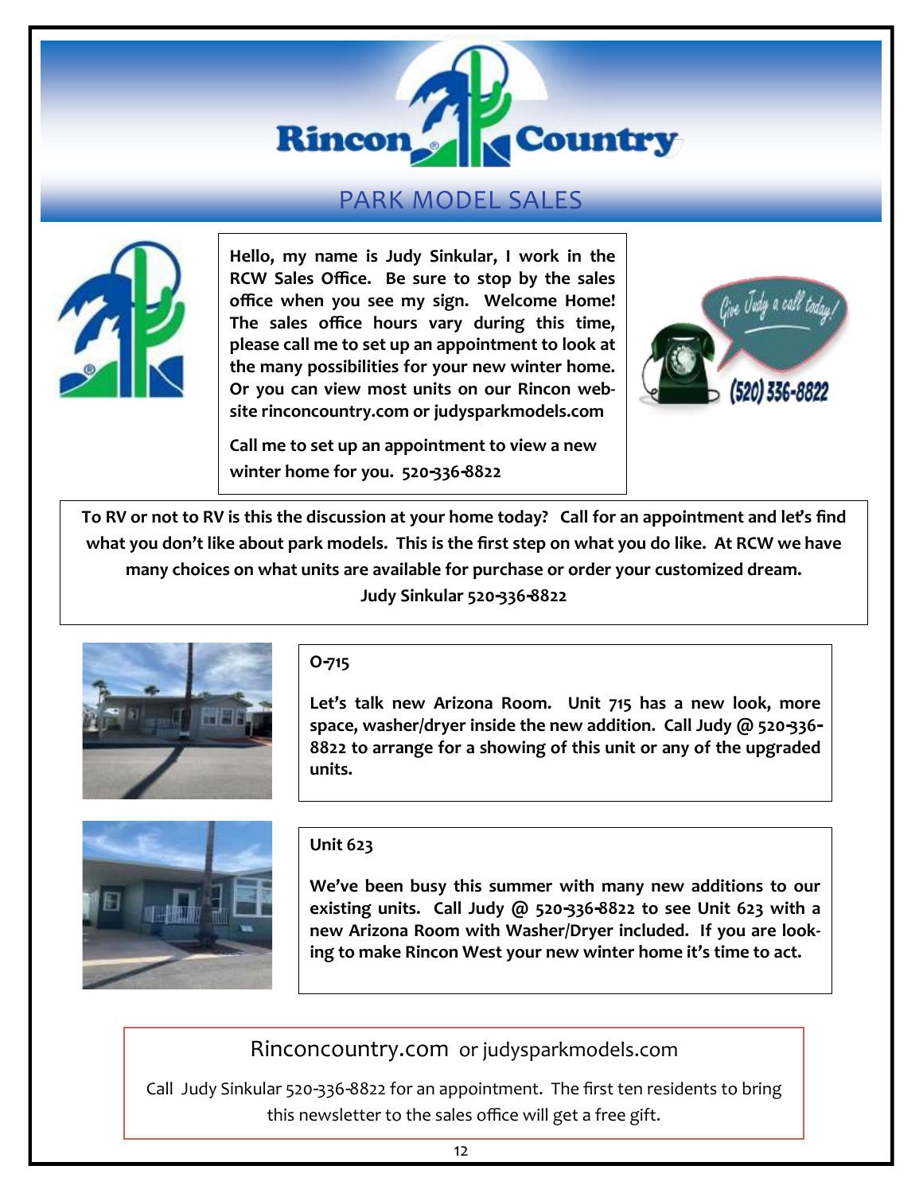# Rincon Country

## PARK MODEL SALES

**Hello, my name is Judy Sinkular, I work in the RCW Sales Office. Be sure to stop by the sales office when you see my sign. Welcome Home! The sales office hours vary during this time, please call me to set up an appointment to look at the many possibilities for your new winter home. Or you can view most units on our Rincon website rinconcountry.com or judysparkmodels.com**

**Call me to set up an appointment to view a new winter home for you. 520-336-8822**

Give Judy a call today! (520) 336-8822

**To RV or not to RV is this the discussion at your home today? Call for an appointment and let's find what you don't like about park models. This is the first step on what you do like. At RCW we have many choices on what units are available for purchase or order your customized dream. Judy Sinkular 520-336-8822**

**O-715**

**Let's talk new Arizona Room. Unit 715 has a new look, more space, washer/dryer inside the new addition. Call Judy @ 520-336-8822 to arrange for a showing of this unit or any of the upgraded units.**

**Unit 623**

**We've been busy this summer with many new additions to our existing units. Call Judy @ 520-336-8822 to see Unit 623 with a new Arizona Room with Washer/Dryer included. If you are looking to make Rincon West your new winter home it's time to act.**

Rinconcountry.com or judysparkmodels.com

Call Judy Sinkular 520-336-8822 for an appointment. The first ten residents to bring this newsletter to the sales office will get a free gift.